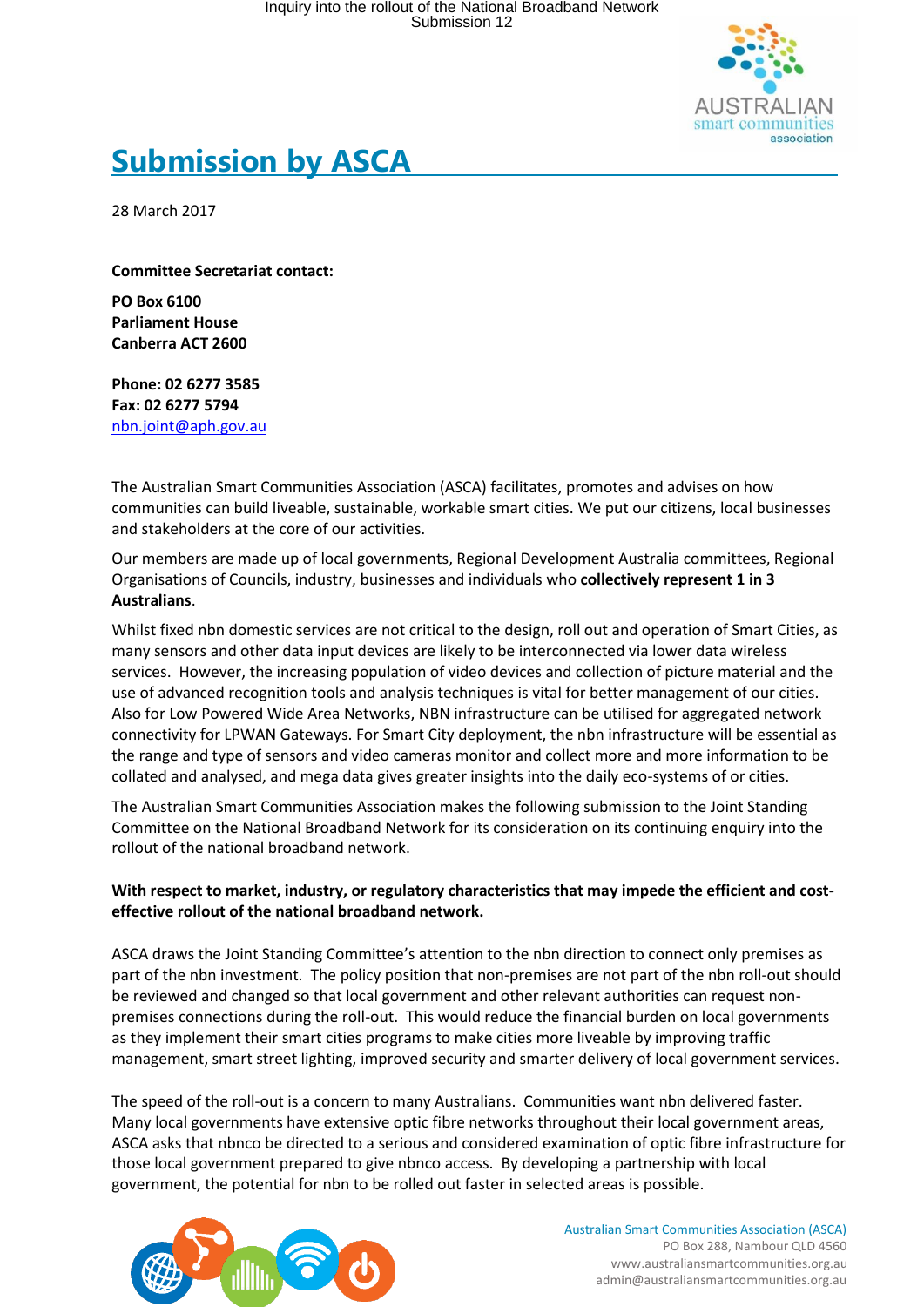# Submission by ASCA

28 March 2017

**Committee Secretariat contact:**

**PO Box 6100**
**Parliament House**
**Canberra ACT 2600**

**Phone: 02 6277 3585**
**Fax: 02 6277 5794**
nbn.joint@aph.gov.au

The Australian Smart Communities Association (ASCA) facilitates, promotes and advises on how communities can build liveable, sustainable, workable smart cities. We put our citizens, local businesses and stakeholders at the core of our activities.

Our members are made up of local governments, Regional Development Australia committees, Regional Organisations of Councils, industry, businesses and individuals who **collectively represent 1 in 3 Australians**.

Whilst fixed nbn domestic services are not critical to the design, roll out and operation of Smart Cities, as many sensors and other data input devices are likely to be interconnected via lower data wireless services. However, the increasing population of video devices and collection of picture material and the use of advanced recognition tools and analysis techniques is vital for better management of our cities. Also for Low Powered Wide Area Networks, NBN infrastructure can be utilised for aggregated network connectivity for LPWAN Gateways. For Smart City deployment, the nbn infrastructure will be essential as the range and type of sensors and video cameras monitor and collect more and more information to be collated and analysed, and mega data gives greater insights into the daily eco-systems of or cities.

The Australian Smart Communities Association makes the following submission to the Joint Standing Committee on the National Broadband Network for its consideration on its continuing enquiry into the rollout of the national broadband network.

**With respect to market, industry, or regulatory characteristics that may impede the efficient and cost-effective rollout of the national broadband network.**

ASCA draws the Joint Standing Committee's attention to the nbn direction to connect only premises as part of the nbn investment. The policy position that non-premises are not part of the nbn roll-out should be reviewed and changed so that local government and other relevant authorities can request non-premises connections during the roll-out. This would reduce the financial burden on local governments as they implement their smart cities programs to make cities more liveable by improving traffic management, smart street lighting, improved security and smarter delivery of local government services.

The speed of the roll-out is a concern to many Australians. Communities want nbn delivered faster. Many local governments have extensive optic fibre networks throughout their local government areas, ASCA asks that nbnco be directed to a serious and considered examination of optic fibre infrastructure for those local government prepared to give nbnco access. By developing a partnership with local government, the potential for nbn to be rolled out faster in selected areas is possible.

Australian Smart Communities Association (ASCA)
PO Box 288, Nambour QLD 4560
www.australiansmartcommunities.org.au
admin@australiansmartcommunities.org.au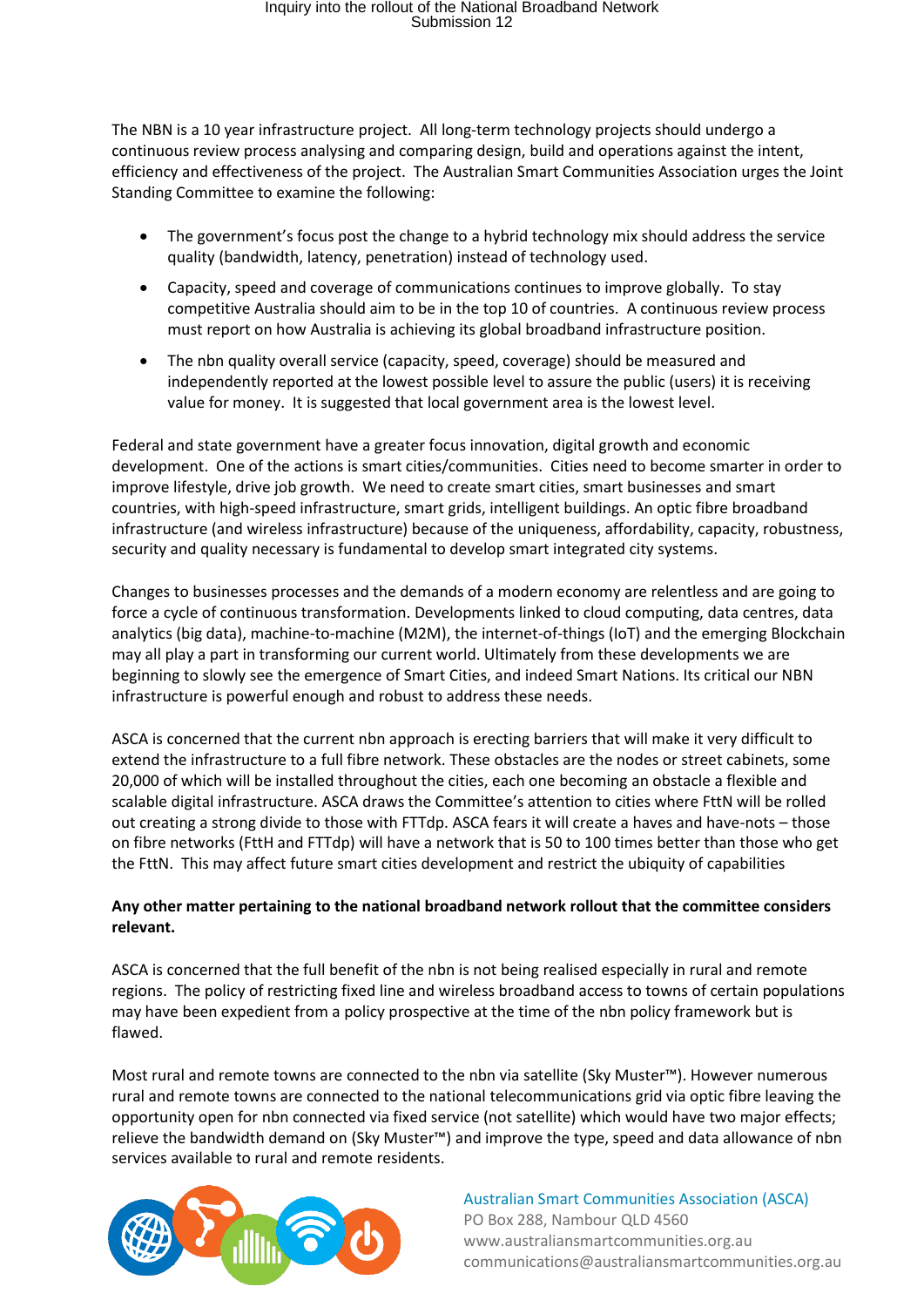The NBN is a 10 year infrastructure project. All long-term technology projects should undergo a continuous review process analysing and comparing design, build and operations against the intent, efficiency and effectiveness of the project. The Australian Smart Communities Association urges the Joint Standing Committee to examine the following:

- The government's focus post the change to a hybrid technology mix should address the service quality (bandwidth, latency, penetration) instead of technology used.
- Capacity, speed and coverage of communications continues to improve globally. To stay competitive Australia should aim to be in the top 10 of countries. A continuous review process must report on how Australia is achieving its global broadband infrastructure position.
- The nbn quality overall service (capacity, speed, coverage) should be measured and independently reported at the lowest possible level to assure the public (users) it is receiving value for money. It is suggested that local government area is the lowest level.

Federal and state government have a greater focus innovation, digital growth and economic development. One of the actions is smart cities/communities. Cities need to become smarter in order to improve lifestyle, drive job growth. We need to create smart cities, smart businesses and smart countries, with high-speed infrastructure, smart grids, intelligent buildings. An optic fibre broadband infrastructure (and wireless infrastructure) because of the uniqueness, affordability, capacity, robustness, security and quality necessary is fundamental to develop smart integrated city systems.

Changes to businesses processes and the demands of a modern economy are relentless and are going to force a cycle of continuous transformation. Developments linked to cloud computing, data centres, data analytics (big data), machine-to-machine (M2M), the internet-of-things (IoT) and the emerging Blockchain may all play a part in transforming our current world. Ultimately from these developments we are beginning to slowly see the emergence of Smart Cities, and indeed Smart Nations. Its critical our NBN infrastructure is powerful enough and robust to address these needs.

ASCA is concerned that the current nbn approach is erecting barriers that will make it very difficult to extend the infrastructure to a full fibre network. These obstacles are the nodes or street cabinets, some 20,000 of which will be installed throughout the cities, each one becoming an obstacle a flexible and scalable digital infrastructure. ASCA draws the Committee's attention to cities where FttN will be rolled out creating a strong divide to those with FTTdp. ASCA fears it will create a haves and have-nots – those on fibre networks (FttH and FTTdp) will have a network that is 50 to 100 times better than those who get the FttN. This may affect future smart cities development and restrict the ubiquity of capabilities

**Any other matter pertaining to the national broadband network rollout that the committee considers relevant.**

ASCA is concerned that the full benefit of the nbn is not being realised especially in rural and remote regions. The policy of restricting fixed line and wireless broadband access to towns of certain populations may have been expedient from a policy prospective at the time of the nbn policy framework but is flawed.

Most rural and remote towns are connected to the nbn via satellite (Sky Muster™). However numerous rural and remote towns are connected to the national telecommunications grid via optic fibre leaving the opportunity open for nbn connected via fixed service (not satellite) which would have two major effects; relieve the bandwidth demand on (Sky Muster™) and improve the type, speed and data allowance of nbn services available to rural and remote residents.

Australian Smart Communities Association (ASCA)
PO Box 288, Nambour QLD 4560
www.australiansmartcommunities.org.au
communications@australiansmartcommunities.org.au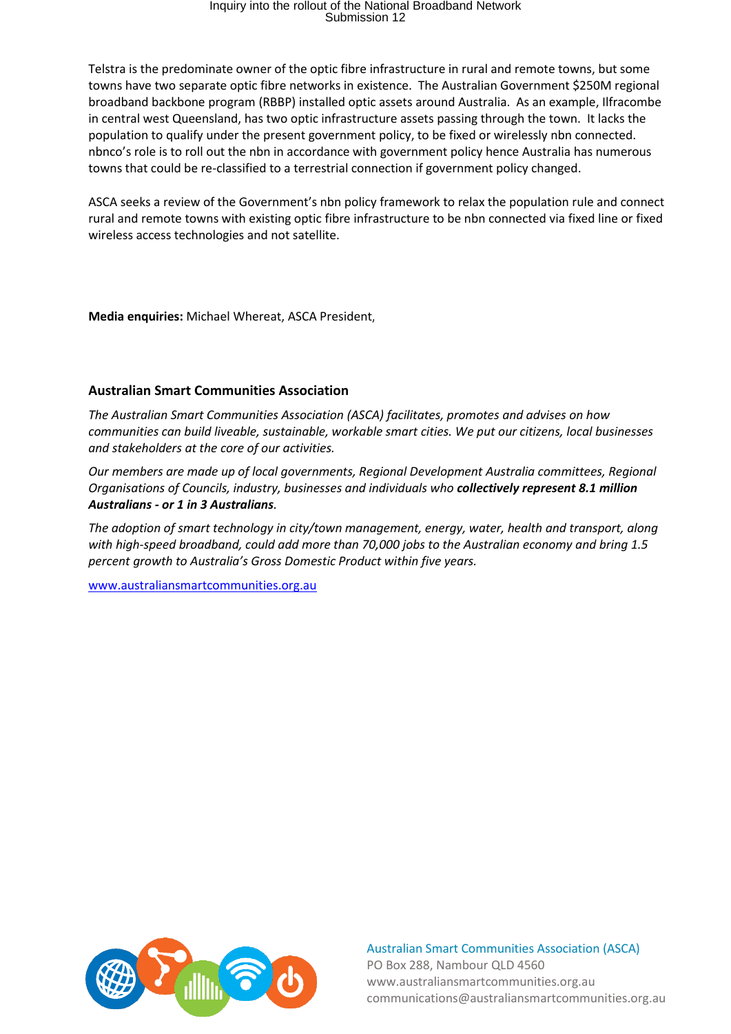Telstra is the predominate owner of the optic fibre infrastructure in rural and remote towns, but some towns have two separate optic fibre networks in existence. The Australian Government $250M regional broadband backbone program (RBBP) installed optic assets around Australia. As an example, Ilfracombe in central west Queensland, has two optic infrastructure assets passing through the town. It lacks the population to qualify under the present government policy, to be fixed or wirelessly nbn connected. nbnco's role is to roll out the nbn in accordance with government policy hence Australia has numerous towns that could be re-classified to a terrestrial connection if government policy changed.

ASCA seeks a review of the Government's nbn policy framework to relax the population rule and connect rural and remote towns with existing optic fibre infrastructure to be nbn connected via fixed line or fixed wireless access technologies and not satellite.

**Media enquiries:** Michael Whereat, ASCA President,

### Australian Smart Communities Association

*The Australian Smart Communities Association (ASCA) facilitates, promotes and advises on how communities can build liveable, sustainable, workable smart cities. We put our citizens, local businesses and stakeholders at the core of our activities.*

*Our members are made up of local governments, Regional Development Australia committees, Regional Organisations of Councils, industry, businesses and individuals who* ***collectively represent 8.1 million Australians - or 1 in 3 Australians****.*

*The adoption of smart technology in city/town management, energy, water, health and transport, along with high-speed broadband, could add more than 70,000 jobs to the Australian economy and bring 1.5 percent growth to Australia's Gross Domestic Product within five years.*

www.australiansmartcommunities.org.au

Australian Smart Communities Association (ASCA)
PO Box 288, Nambour QLD 4560
www.australiansmartcommunities.org.au
communications@australiansmartcommunities.org.au